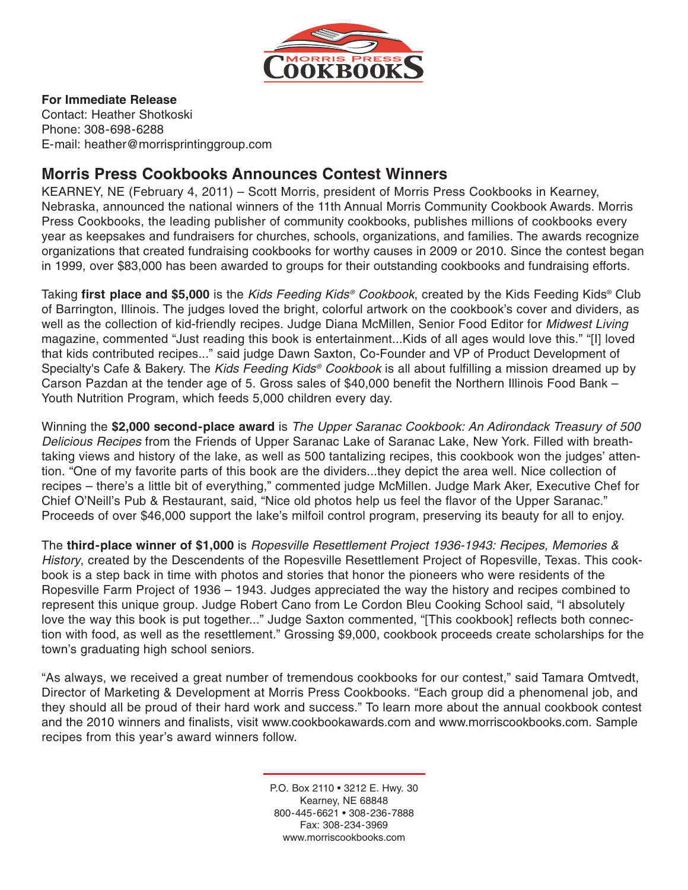**For Immediate Release**
Contact: Heather Shotkoski
Phone: 308-698-6288
E-mail: heather@morrisprintinggroup.com

## Morris Press Cookbooks Announces Contest Winners

KEARNEY, NE (February 4, 2011) – Scott Morris, president of Morris Press Cookbooks in Kearney, Nebraska, announced the national winners of the 11th Annual Morris Community Cookbook Awards. Morris Press Cookbooks, the leading publisher of community cookbooks, publishes millions of cookbooks every year as keepsakes and fundraisers for churches, schools, organizations, and families. The awards recognize organizations that created fundraising cookbooks for worthy causes in 2009 or 2010. Since the contest began in 1999, over $83,000 has been awarded to groups for their outstanding cookbooks and fundraising efforts.

Taking **first place and $5,000** is the *Kids Feeding Kids® Cookbook*, created by the Kids Feeding Kids® Club of Barrington, Illinois. The judges loved the bright, colorful artwork on the cookbook's cover and dividers, as well as the collection of kid-friendly recipes. Judge Diana McMillen, Senior Food Editor for *Midwest Living* magazine, commented "Just reading this book is entertainment...Kids of all ages would love this." "[I] loved that kids contributed recipes..." said judge Dawn Saxton, Co-Founder and VP of Product Development of Specialty's Cafe & Bakery. The *Kids Feeding Kids® Cookbook* is all about fulfilling a mission dreamed up by Carson Pazdan at the tender age of 5. Gross sales of $40,000 benefit the Northern Illinois Food Bank – Youth Nutrition Program, which feeds 5,000 children every day.

Winning the **$2,000 second-place award** is *The Upper Saranac Cookbook: An Adirondack Treasury of 500 Delicious Recipes* from the Friends of Upper Saranac Lake of Saranac Lake, New York. Filled with breath-taking views and history of the lake, as well as 500 tantalizing recipes, this cookbook won the judges' attention. "One of my favorite parts of this book are the dividers...they depict the area well. Nice collection of recipes – there's a little bit of everything," commented judge McMillen. Judge Mark Aker, Executive Chef for Chief O'Neill's Pub & Restaurant, said, "Nice old photos help us feel the flavor of the Upper Saranac." Proceeds of over $46,000 support the lake's milfoil control program, preserving its beauty for all to enjoy.

The **third-place winner of $1,000** is *Ropesville Resettlement Project 1936-1943: Recipes, Memories & History*, created by the Descendents of the Ropesville Resettlement Project of Ropesville, Texas. This cookbook is a step back in time with photos and stories that honor the pioneers who were residents of the Ropesville Farm Project of 1936 – 1943. Judges appreciated the way the history and recipes combined to represent this unique group. Judge Robert Cano from Le Cordon Bleu Cooking School said, "I absolutely love the way this book is put together..." Judge Saxton commented, "[This cookbook] reflects both connection with food, as well as the resettlement." Grossing $9,000, cookbook proceeds create scholarships for the town's graduating high school seniors.

"As always, we received a great number of tremendous cookbooks for our contest," said Tamara Omtvedt, Director of Marketing & Development at Morris Press Cookbooks. "Each group did a phenomenal job, and they should all be proud of their hard work and success." To learn more about the annual cookbook contest and the 2010 winners and finalists, visit www.cookbookawards.com and www.morriscookbooks.com. Sample recipes from this year's award winners follow.

P.O. Box 2110 • 3212 E. Hwy. 30
Kearney, NE 68848
800-445-6621 • 308-236-7888
Fax: 308-234-3969
www.morriscookbooks.com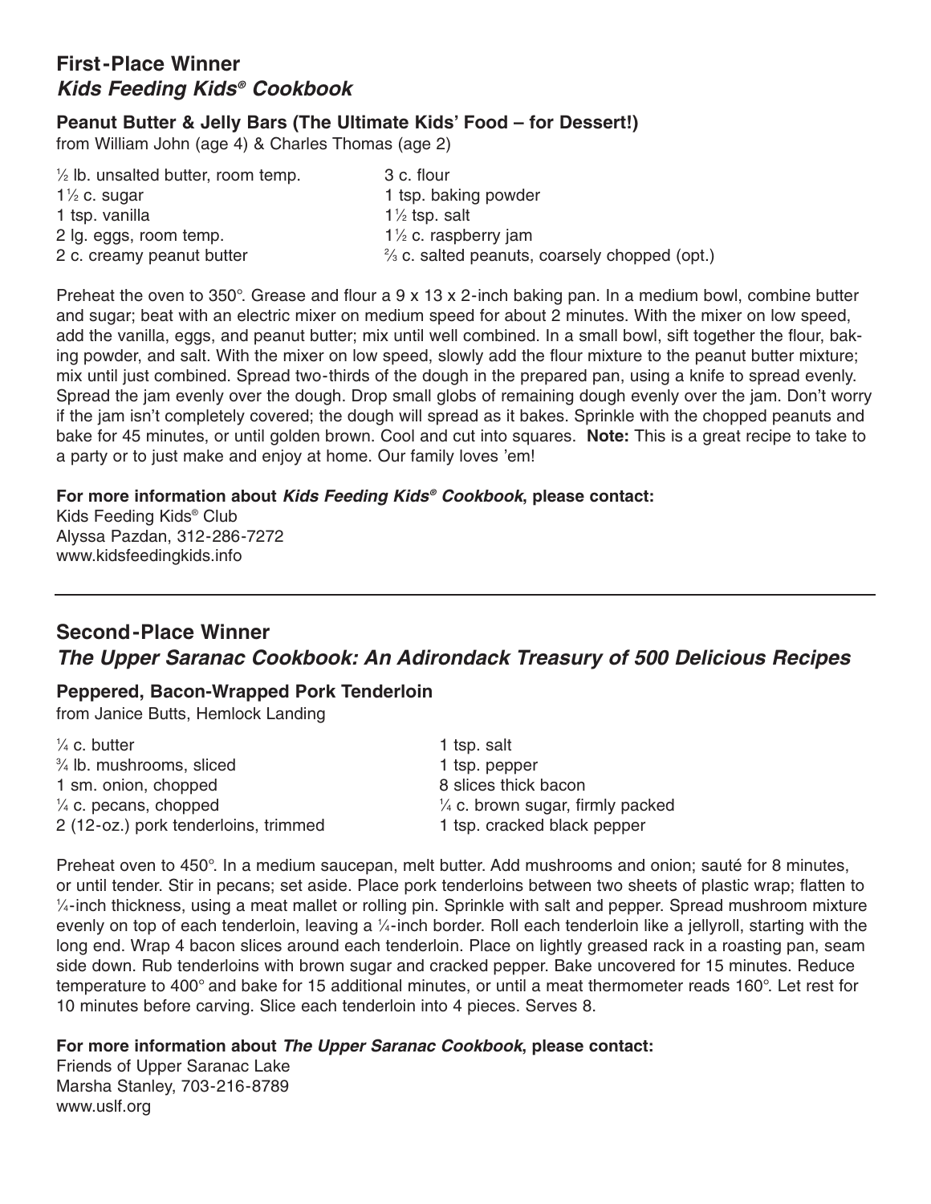## First-Place Winner
### *Kids Feeding Kids® Cookbook*

**Peanut Butter & Jelly Bars (The Ultimate Kids' Food – for Dessert!)**
from William John (age 4) & Charles Thomas (age 2)

- ½ lb. unsalted butter, room temp.
- 1½ c. sugar
- 1 tsp. vanilla
- 2 lg. eggs, room temp.
- 2 c. creamy peanut butter
- 3 c. flour
- 1 tsp. baking powder
- 1½ tsp. salt
- 1½ c. raspberry jam
- ⅔ c. salted peanuts, coarsely chopped (opt.)

Preheat the oven to 350°. Grease and flour a 9 x 13 x 2-inch baking pan. In a medium bowl, combine butter and sugar; beat with an electric mixer on medium speed for about 2 minutes. With the mixer on low speed, add the vanilla, eggs, and peanut butter; mix until well combined. In a small bowl, sift together the flour, baking powder, and salt. With the mixer on low speed, slowly add the flour mixture to the peanut butter mixture; mix until just combined. Spread two-thirds of the dough in the prepared pan, using a knife to spread evenly. Spread the jam evenly over the dough. Drop small globs of remaining dough evenly over the jam. Don't worry if the jam isn't completely covered; the dough will spread as it bakes. Sprinkle with the chopped peanuts and bake for 45 minutes, or until golden brown. Cool and cut into squares. **Note:** This is a great recipe to take to a party or to just make and enjoy at home. Our family loves 'em!

**For more information about *Kids Feeding Kids® Cookbook*, please contact:**
Kids Feeding Kids® Club
Alyssa Pazdan, 312-286-7272
www.kidsfeedingkids.info

---

## Second-Place Winner
### *The Upper Saranac Cookbook: An Adirondack Treasury of 500 Delicious Recipes*

**Peppered, Bacon-Wrapped Pork Tenderloin**
from Janice Butts, Hemlock Landing

- ¼ c. butter
- ¾ lb. mushrooms, sliced
- 1 sm. onion, chopped
- ¼ c. pecans, chopped
- 2 (12-oz.) pork tenderloins, trimmed
- 1 tsp. salt
- 1 tsp. pepper
- 8 slices thick bacon
- ¼ c. brown sugar, firmly packed
- 1 tsp. cracked black pepper

Preheat oven to 450°. In a medium saucepan, melt butter. Add mushrooms and onion; sauté for 8 minutes, or until tender. Stir in pecans; set aside. Place pork tenderloins between two sheets of plastic wrap; flatten to ¼-inch thickness, using a meat mallet or rolling pin. Sprinkle with salt and pepper. Spread mushroom mixture evenly on top of each tenderloin, leaving a ¼-inch border. Roll each tenderloin like a jellyroll, starting with the long end. Wrap 4 bacon slices around each tenderloin. Place on lightly greased rack in a roasting pan, seam side down. Rub tenderloins with brown sugar and cracked pepper. Bake uncovered for 15 minutes. Reduce temperature to 400° and bake for 15 additional minutes, or until a meat thermometer reads 160°. Let rest for 10 minutes before carving. Slice each tenderloin into 4 pieces. Serves 8.

**For more information about *The Upper Saranac Cookbook*, please contact:**
Friends of Upper Saranac Lake
Marsha Stanley, 703-216-8789
www.uslf.org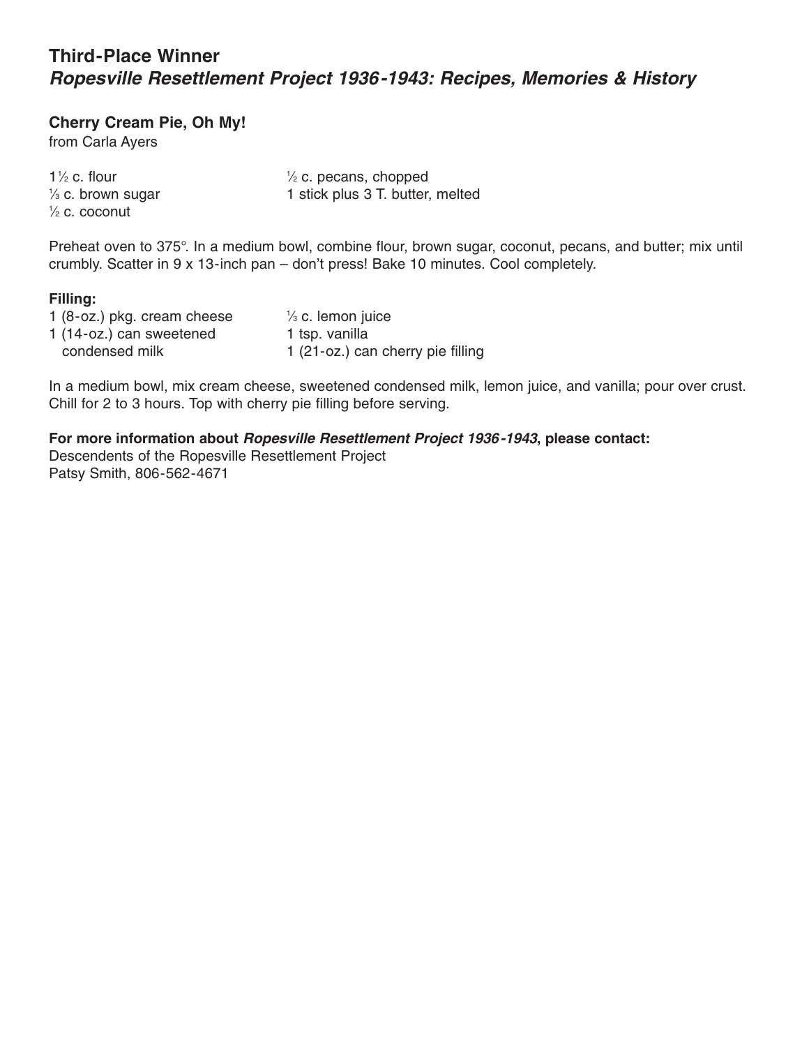## Third-Place Winner

## *Ropesville Resettlement Project 1936-1943: Recipes, Memories & History*

**Cherry Cream Pie, Oh My!**
from Carla Ayers

- 1½ c. flour
- ⅓ c. brown sugar
- ½ c. coconut
- ½ c. pecans, chopped
- 1 stick plus 3 T. butter, melted

Preheat oven to 375°. In a medium bowl, combine flour, brown sugar, coconut, pecans, and butter; mix until crumbly. Scatter in 9 x 13-inch pan – don't press! Bake 10 minutes. Cool completely.

**Filling:**

- 1 (8-oz.) pkg. cream cheese
- 1 (14-oz.) can sweetened condensed milk
- ⅓ c. lemon juice
- 1 tsp. vanilla
- 1 (21-oz.) can cherry pie filling

In a medium bowl, mix cream cheese, sweetened condensed milk, lemon juice, and vanilla; pour over crust. Chill for 2 to 3 hours. Top with cherry pie filling before serving.

**For more information about *Ropesville Resettlement Project 1936-1943*, please contact:**
Descendents of the Ropesville Resettlement Project
Patsy Smith, 806-562-4671